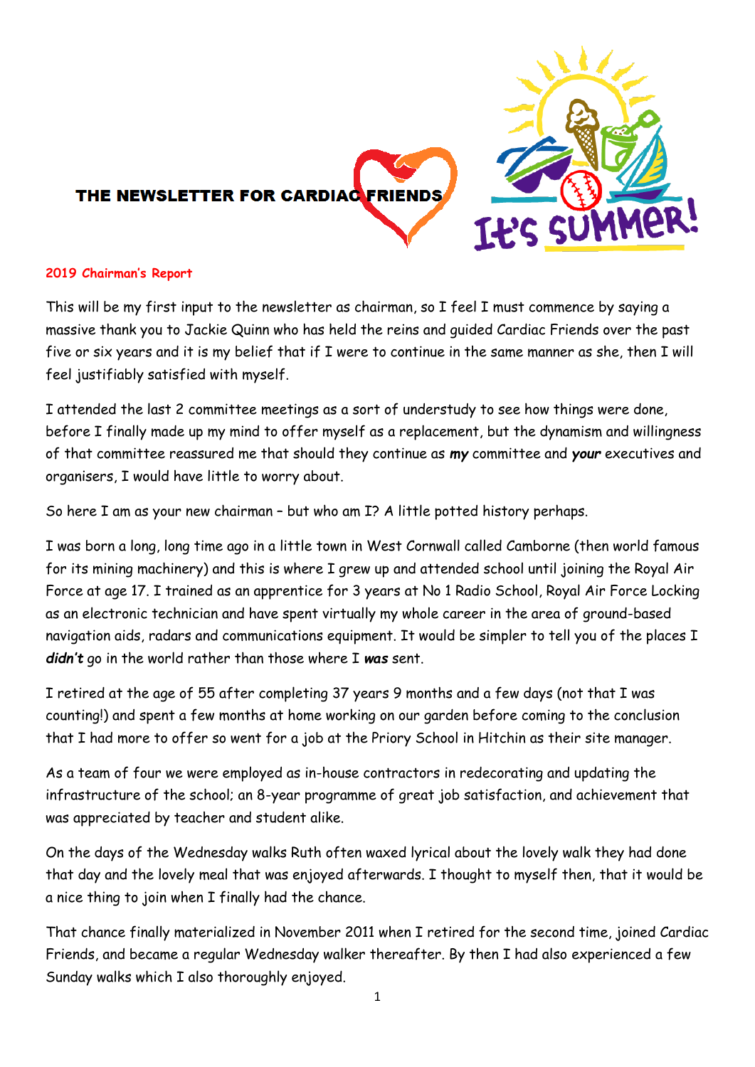# THE NEWSLETTER FOR CARDIAC FRIENDS

It's SUMMER!

## 2019 Chairman's Report

This will be my first input to the newsletter as chairman, so I feel I must commence by saying a massive thank you to Jackie Quinn who has held the reins and guided Cardiac Friends over the past five or six years and it is my belief that if I were to continue in the same manner as she, then I will feel justifiably satisfied with myself.

I attended the last 2 committee meetings as a sort of understudy to see how things were done, before I finally made up my mind to offer myself as a replacement, but the dynamism and willingness of that committee reassured me that should they continue as ***my*** committee and ***your*** executives and organisers, I would have little to worry about.

So here I am as your new chairman – but who am I? A little potted history perhaps.

I was born a long, long time ago in a little town in West Cornwall called Camborne (then world famous for its mining machinery) and this is where I grew up and attended school until joining the Royal Air Force at age 17. I trained as an apprentice for 3 years at No 1 Radio School, Royal Air Force Locking as an electronic technician and have spent virtually my whole career in the area of ground-based navigation aids, radars and communications equipment. It would be simpler to tell you of the places I ***didn't*** go in the world rather than those where I ***was*** sent.

I retired at the age of 55 after completing 37 years 9 months and a few days (not that I was counting!) and spent a few months at home working on our garden before coming to the conclusion that I had more to offer so went for a job at the Priory School in Hitchin as their site manager.

As a team of four we were employed as in-house contractors in redecorating and updating the infrastructure of the school; an 8-year programme of great job satisfaction, and achievement that was appreciated by teacher and student alike.

On the days of the Wednesday walks Ruth often waxed lyrical about the lovely walk they had done that day and the lovely meal that was enjoyed afterwards. I thought to myself then, that it would be a nice thing to join when I finally had the chance.

That chance finally materialized in November 2011 when I retired for the second time, joined Cardiac Friends, and became a regular Wednesday walker thereafter. By then I had also experienced a few Sunday walks which I also thoroughly enjoyed.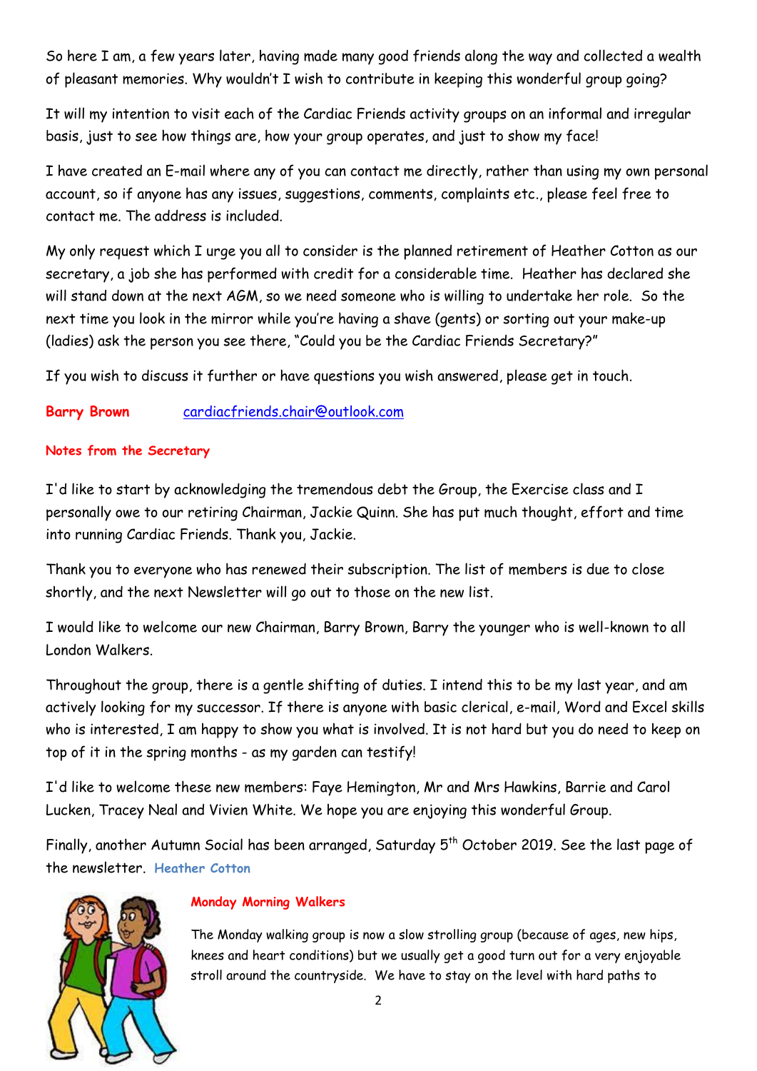So here I am, a few years later, having made many good friends along the way and collected a wealth of pleasant memories. Why wouldn't I wish to contribute in keeping this wonderful group going?

It will my intention to visit each of the Cardiac Friends activity groups on an informal and irregular basis, just to see how things are, how your group operates, and just to show my face!

I have created an E-mail where any of you can contact me directly, rather than using my own personal account, so if anyone has any issues, suggestions, comments, complaints etc., please feel free to contact me. The address is included.

My only request which I urge you all to consider is the planned retirement of Heather Cotton as our secretary, a job she has performed with credit for a considerable time. Heather has declared she will stand down at the next AGM, so we need someone who is willing to undertake her role. So the next time you look in the mirror while you're having a shave (gents) or sorting out your make-up (ladies) ask the person you see there, "Could you be the Cardiac Friends Secretary?"

If you wish to discuss it further or have questions you wish answered, please get in touch.

**Barry Brown** cardiacfriends.chair@outlook.com

**Notes from the Secretary**

I'd like to start by acknowledging the tremendous debt the Group, the Exercise class and I personally owe to our retiring Chairman, Jackie Quinn. She has put much thought, effort and time into running Cardiac Friends. Thank you, Jackie.

Thank you to everyone who has renewed their subscription. The list of members is due to close shortly, and the next Newsletter will go out to those on the new list.

I would like to welcome our new Chairman, Barry Brown, Barry the younger who is well-known to all London Walkers.

Throughout the group, there is a gentle shifting of duties. I intend this to be my last year, and am actively looking for my successor. If there is anyone with basic clerical, e-mail, Word and Excel skills who is interested, I am happy to show you what is involved. It is not hard but you do need to keep on top of it in the spring months - as my garden can testify!

I'd like to welcome these new members: Faye Hemington, Mr and Mrs Hawkins, Barrie and Carol Lucken, Tracey Neal and Vivien White. We hope you are enjoying this wonderful Group.

Finally, another Autumn Social has been arranged, Saturday 5th October 2019. See the last page of the newsletter. **Heather Cotton**

**Monday Morning Walkers**

The Monday walking group is now a slow strolling group (because of ages, new hips, knees and heart conditions) but we usually get a good turn out for a very enjoyable stroll around the countryside. We have to stay on the level with hard paths to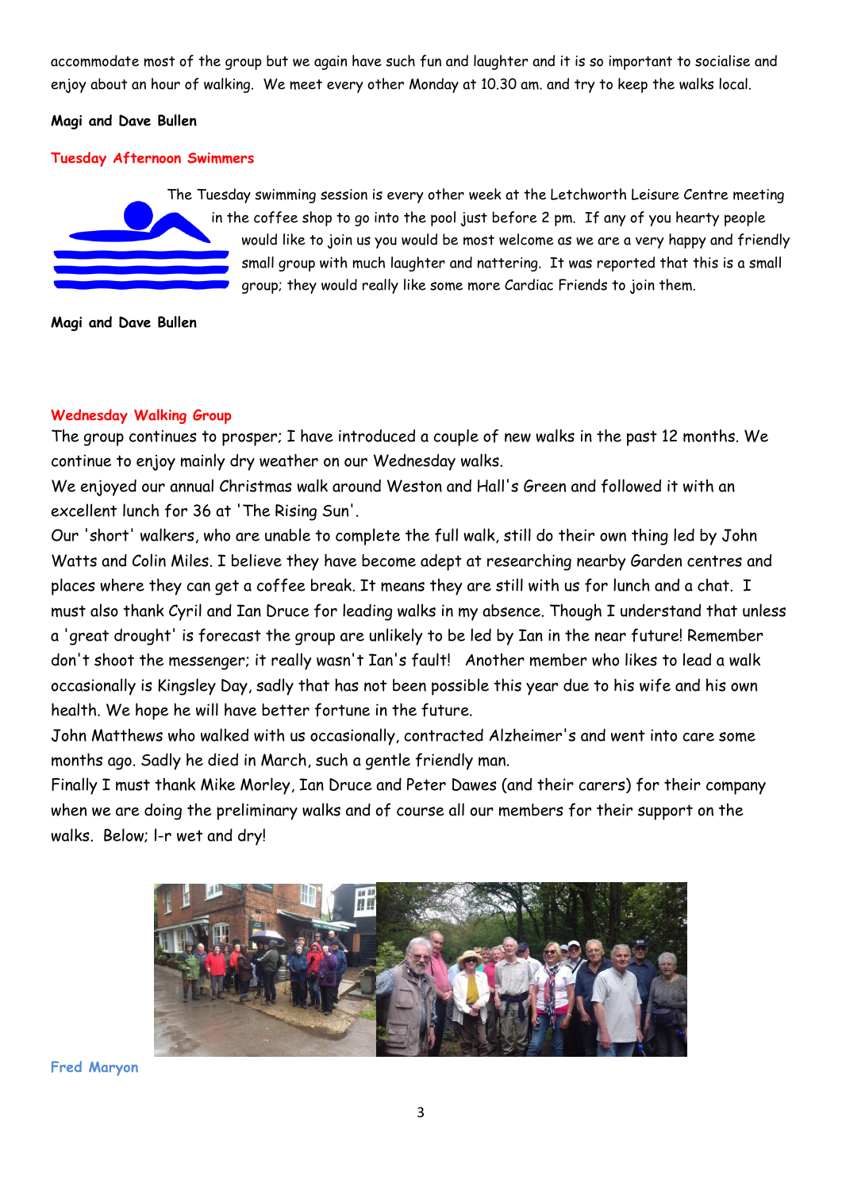accommodate most of the group but we again have such fun and laughter and it is so important to socialise and enjoy about an hour of walking. We meet every other Monday at 10.30 am. and try to keep the walks local.

**Magi and Dave Bullen**

### Tuesday Afternoon Swimmers

The Tuesday swimming session is every other week at the Letchworth Leisure Centre meeting in the coffee shop to go into the pool just before 2 pm. If any of you hearty people would like to join us you would be most welcome as we are a very happy and friendly small group with much laughter and nattering. It was reported that this is a small group; they would really like some more Cardiac Friends to join them.

**Magi and Dave Bullen**

### Wednesday Walking Group

The group continues to prosper; I have introduced a couple of new walks in the past 12 months. We continue to enjoy mainly dry weather on our Wednesday walks.

We enjoyed our annual Christmas walk around Weston and Hall's Green and followed it with an excellent lunch for 36 at 'The Rising Sun'.

Our 'short' walkers, who are unable to complete the full walk, still do their own thing led by John Watts and Colin Miles. I believe they have become adept at researching nearby Garden centres and places where they can get a coffee break. It means they are still with us for lunch and a chat. I must also thank Cyril and Ian Druce for leading walks in my absence. Though I understand that unless a 'great drought' is forecast the group are unlikely to be led by Ian in the near future! Remember don't shoot the messenger; it really wasn't Ian's fault! Another member who likes to lead a walk occasionally is Kingsley Day, sadly that has not been possible this year due to his wife and his own health. We hope he will have better fortune in the future.

John Matthews who walked with us occasionally, contracted Alzheimer's and went into care some months ago. Sadly he died in March, such a gentle friendly man.

Finally I must thank Mike Morley, Ian Druce and Peter Dawes (and their carers) for their company when we are doing the preliminary walks and of course all our members for their support on the walks. Below; l-r wet and dry!

**Fred Maryon**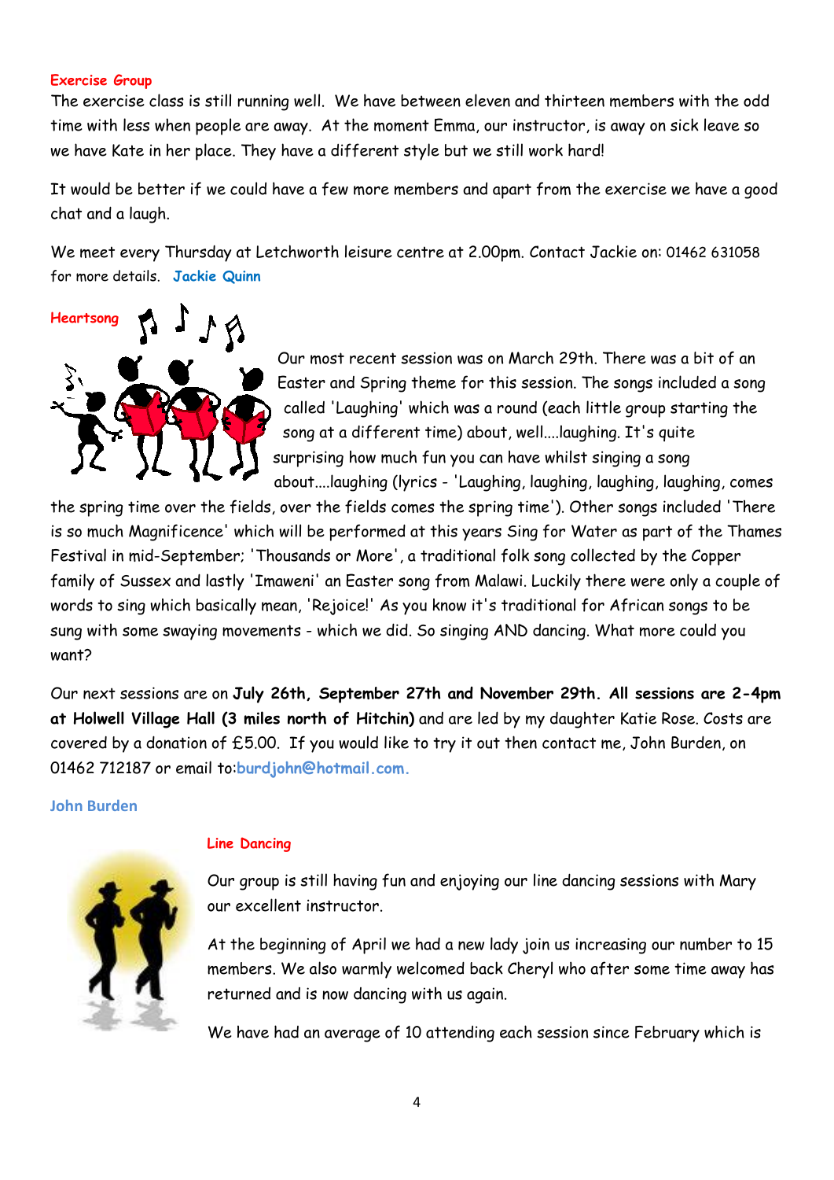### Exercise Group

The exercise class is still running well. We have between eleven and thirteen members with the odd time with less when people are away. At the moment Emma, our instructor, is away on sick leave so we have Kate in her place. They have a different style but we still work hard!

It would be better if we could have a few more members and apart from the exercise we have a good chat and a laugh.

We meet every Thursday at Letchworth leisure centre at 2.00pm. Contact Jackie on: 01462 631058 for more details. **Jackie Quinn**

### Heartsong

Our most recent session was on March 29th. There was a bit of an Easter and Spring theme for this session. The songs included a song called 'Laughing' which was a round (each little group starting the song at a different time) about, well....laughing. It's quite surprising how much fun you can have whilst singing a song about....laughing (lyrics - 'Laughing, laughing, laughing, laughing, comes the spring time over the fields, over the fields comes the spring time'). Other songs included 'There is so much Magnificence' which will be performed at this years Sing for Water as part of the Thames Festival in mid-September; 'Thousands or More', a traditional folk song collected by the Copper family of Sussex and lastly 'Imaweni' an Easter song from Malawi. Luckily there were only a couple of words to sing which basically mean, 'Rejoice!' As you know it's traditional for African songs to be sung with some swaying movements - which we did. So singing AND dancing. What more could you want?

Our next sessions are on **July 26th, September 27th and November 29th. All sessions are 2-4pm at Holwell Village Hall (3 miles north of Hitchin)** and are led by my daughter Katie Rose. Costs are covered by a donation of £5.00. If you would like to try it out then contact me, John Burden, on 01462 712187 or email to:**burdjohn@hotmail.com.**

**John Burden**

### Line Dancing

Our group is still having fun and enjoying our line dancing sessions with Mary our excellent instructor.

At the beginning of April we had a new lady join us increasing our number to 15 members. We also warmly welcomed back Cheryl who after some time away has returned and is now dancing with us again.

We have had an average of 10 attending each session since February which is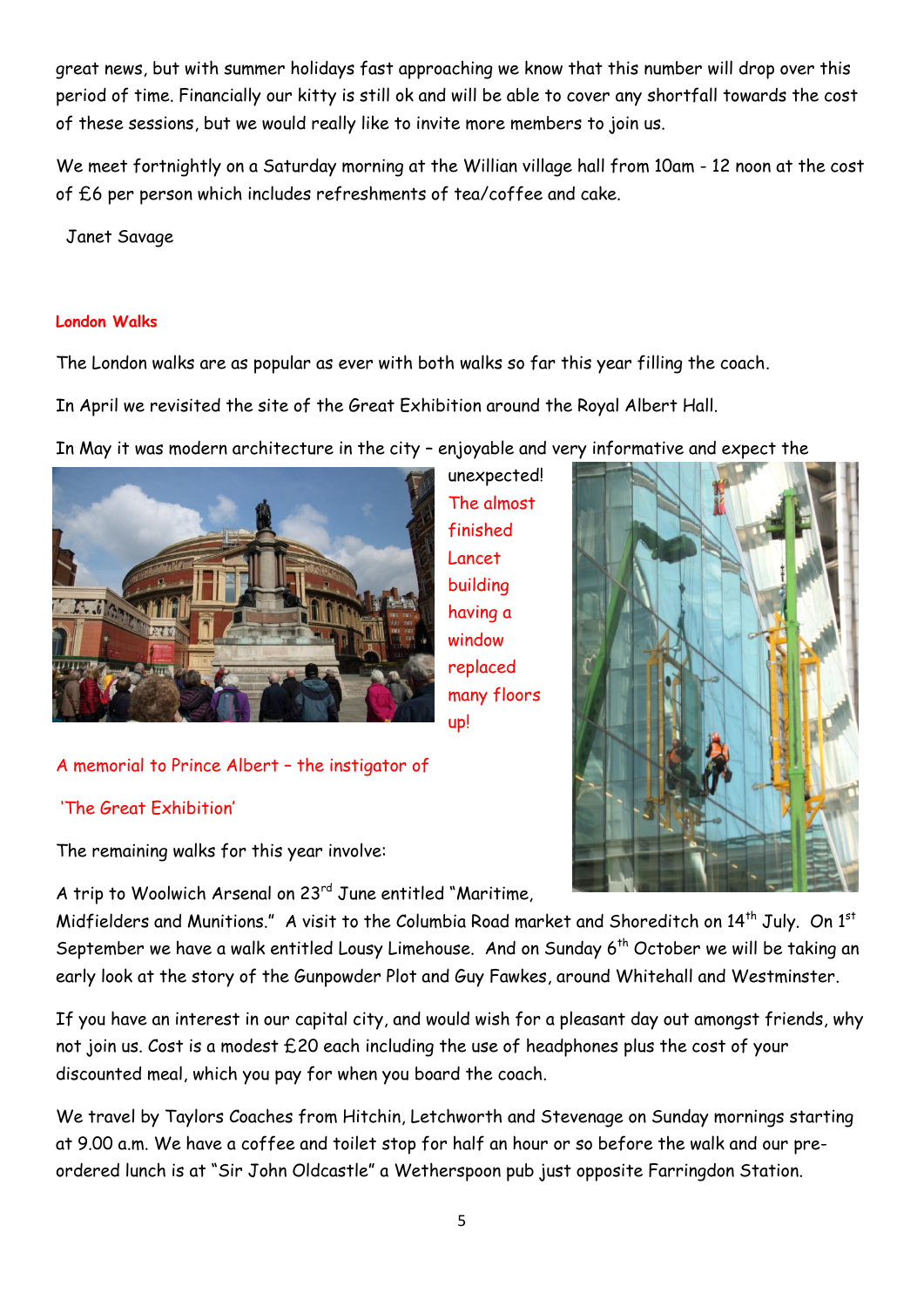great news, but with summer holidays fast approaching we know that this number will drop over this period of time. Financially our kitty is still ok and will be able to cover any shortfall towards the cost of these sessions, but we would really like to invite more members to join us.

We meet fortnightly on a Saturday morning at the Willian village hall from 10am - 12 noon at the cost of £6 per person which includes refreshments of tea/coffee and cake.

Janet Savage

**London Walks**

The London walks are as popular as ever with both walks so far this year filling the coach.

In April we revisited the site of the Great Exhibition around the Royal Albert Hall.

In May it was modern architecture in the city – enjoyable and very informative and expect the unexpected!

The almost finished Lancet building having a window replaced many floors up!

A memorial to Prince Albert – the instigator of 'The Great Exhibition'

The remaining walks for this year involve:

A trip to Woolwich Arsenal on 23rd June entitled "Maritime, Midfielders and Munitions." A visit to the Columbia Road market and Shoreditch on 14th July. On 1st September we have a walk entitled Lousy Limehouse. And on Sunday 6th October we will be taking an early look at the story of the Gunpowder Plot and Guy Fawkes, around Whitehall and Westminster.

If you have an interest in our capital city, and would wish for a pleasant day out amongst friends, why not join us. Cost is a modest £20 each including the use of headphones plus the cost of your discounted meal, which you pay for when you board the coach.

We travel by Taylors Coaches from Hitchin, Letchworth and Stevenage on Sunday mornings starting at 9.00 a.m. We have a coffee and toilet stop for half an hour or so before the walk and our pre-ordered lunch is at "Sir John Oldcastle" a Wetherspoon pub just opposite Farringdon Station.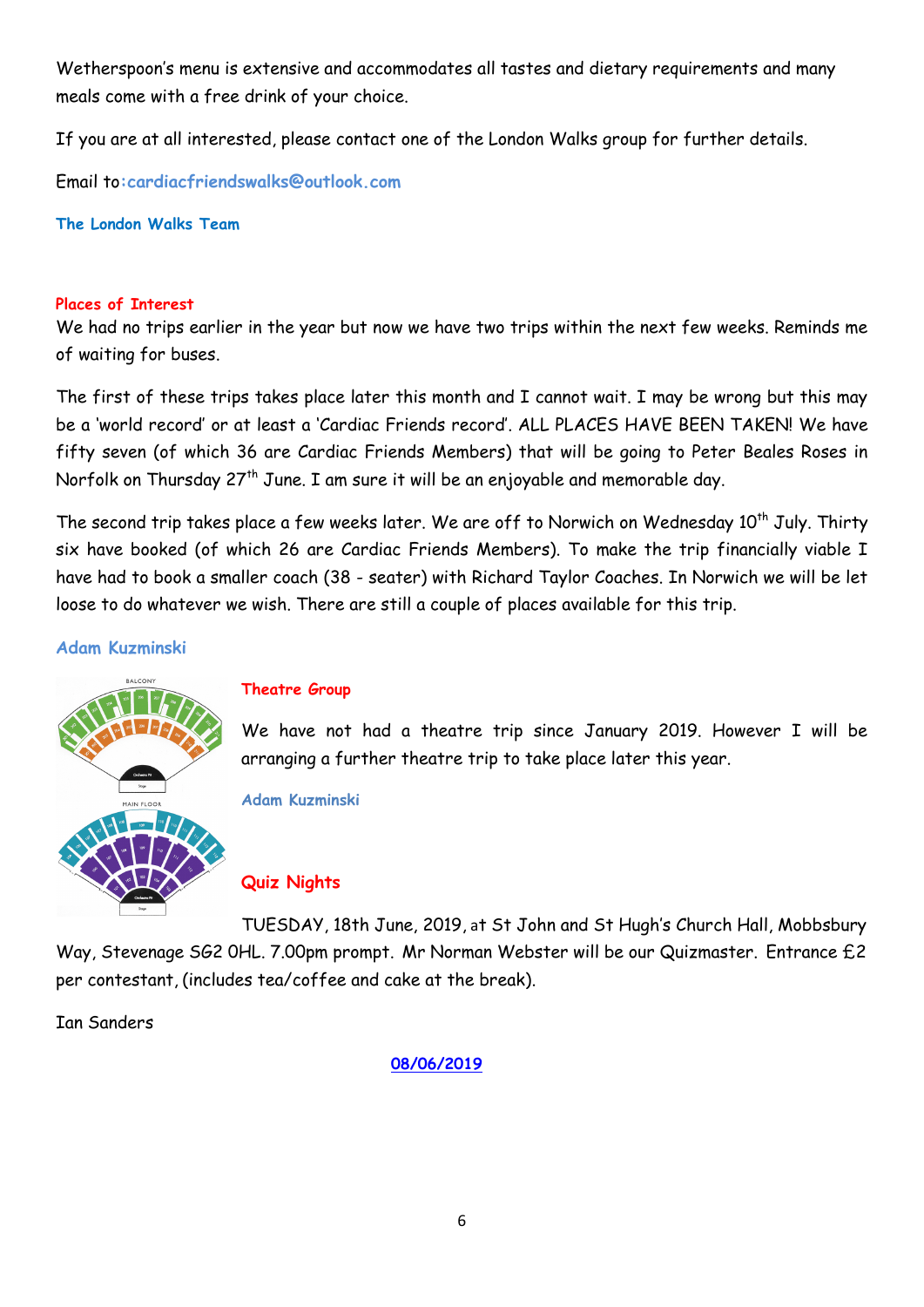Wetherspoon's menu is extensive and accommodates all tastes and dietary requirements and many meals come with a free drink of your choice.

If you are at all interested, please contact one of the London Walks group for further details.

Email to:**cardiacfriendswalks@outlook.com**

**The London Walks Team**

### Places of Interest

We had no trips earlier in the year but now we have two trips within the next few weeks. Reminds me of waiting for buses.

The first of these trips takes place later this month and I cannot wait. I may be wrong but this may be a 'world record' or at least a 'Cardiac Friends record'. ALL PLACES HAVE BEEN TAKEN! We have fifty seven (of which 36 are Cardiac Friends Members) that will be going to Peter Beales Roses in Norfolk on Thursday 27th June. I am sure it will be an enjoyable and memorable day.

The second trip takes place a few weeks later. We are off to Norwich on Wednesday 10th July. Thirty six have booked (of which 26 are Cardiac Friends Members). To make the trip financially viable I have had to book a smaller coach (38 - seater) with Richard Taylor Coaches. In Norwich we will be let loose to do whatever we wish. There are still a couple of places available for this trip.

**Adam Kuzminski**

### Theatre Group

We have not had a theatre trip since January 2019. However I will be arranging a further theatre trip to take place later this year.

**Adam Kuzminski**

### Quiz Nights

TUESDAY, 18th June, 2019, at St John and St Hugh's Church Hall, Mobbsbury Way, Stevenage SG2 0HL. 7.00pm prompt. Mr Norman Webster will be our Quizmaster. Entrance £2 per contestant, (includes tea/coffee and cake at the break).

Ian Sanders

08/06/2019